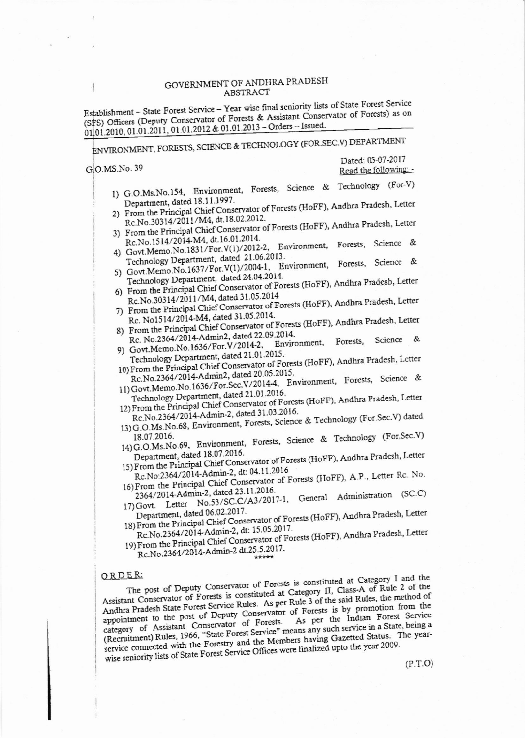# GOVERNMENT OF ANDHRA PRADESH
## ABSTRACT

Establishment – State Forest Service – Year wise final seniority lists of State Forest Service (SFS) Officers (Deputy Conservator of Forests & Assistant Conservator of Forests) as on 01.01.2010, 01.01.2011, 01.01.2012 & 01.01.2013 – Orders – Issued.

---

ENVIRONMENT, FORESTS, SCIENCE & TECHNOLOGY (FOR.SEC.V) DEPARTMENT

G.O.MS.No. 39

Dated: 05-07-2017

Read the following: -

1) G.O.Ms.No.154, Environment, Forests, Science & Technology (For-V) Department, dated 18.11.1997.
2) From the Principal Chief Conservator of Forests (HoFF), Andhra Pradesh, Letter Rc.No.30314/2011/M4, dt.18.02.2012.
3) From the Principal Chief Conservator of Forests (HoFF), Andhra Pradesh, Letter Rc.No.1514/2014-M4, dt.16.01.2014.
4) Govt.Memo.No.1831/For.V(1)/2012-2, Environment, Forests, Science & Technology Department, dated 21.06.2013.
5) Govt.Memo.No.1637/For.V(1)/2004-1, Environment, Forests, Science & Technology Department, dated 24.04.2014.
6) From the Principal Chief Conservator of Forests (HoFF), Andhra Pradesh, Letter Rc.No.30314/2011/M4, dated 31.05.2014
7) From the Principal Chief Conservator of Forests (HoFF), Andhra Pradesh, Letter Rc. No1514/2014-M4, dated 31.05.2014.
8) From the Principal Chief Conservator of Forests (HoFF), Andhra Pradesh, Letter Rc. No.2364/2014-Admin2, dated 22.09.2014.
9) Govt.Memo.No.1636/For.V/2014-2, Environment, Forests, Science & Technology Department, dated 21.01.2015.
10) From the Principal Chief Conservator of Forests (HoFF), Andhra Pradesh, Letter Rc.No.2364/2014-Admin2, dated 20.05.2015.
11) Govt.Memo.No.1636/For.Sec.V/2014-4, Environment, Forests, Science & Technology Department, dated 21.01.2016.
12) From the Principal Chief Conservator of Forests (HoFF), Andhra Pradesh, Letter Rc.No.2364/2014-Admin-2, dated 31.03.2016.
13) G.O.Ms.No.68, Environment, Forests, Science & Technology (For.Sec.V) dated 18.07.2016.
14) G.O.Ms.No.69, Environment, Forests, Science & Technology (For.Sec.V) Department, dated 18.07.2016.
15) From the Principal Chief Conservator of Forests (HoFF), Andhra Pradesh, Letter Rc.No:2364/2014-Admin-2, dt: 04.11.2016
16) From the Principal Chief Conservator of Forests (HoFF), A.P., Letter Rc. No. 2364/2014-Admin-2, dated 23.11.2016.
17) Govt. Letter No.53/SC.C/A3/2017-1, General Administration (SC.C) Department, dated 06.02.2017.
18) From the Principal Chief Conservator of Forests (HoFF), Andhra Pradesh, Letter Rc.No.2364/2014-Admin-2, dt: 15.05.2017.
19) From the Principal Chief Conservator of Forests (HoFF), Andhra Pradesh, Letter Rc.No.2364/2014-Admin-2 dt.25.5.2017.

\*\*\*\*\*

ORDER:

The post of Deputy Conservator of Forests is constituted at Category I and the Assistant Conservator of Forests is constituted at Category II, Class-A of Rule 2 of the Andhra Pradesh State Forest Service Rules. As per Rule 3 of the said Rules, the method of appointment to the post of Deputy Conservator of Forests is by promotion from the category of Assistant Conservator of Forests. As per the Indian Forest Service (Recruitment) Rules, 1966, "State Forest Service" means any such service in a State, being a service connected with the Forestry and the Members having Gazetted Status. The year-wise seniority lists of State Forest Service Offices were finalized upto the year 2009.

(P.T.O)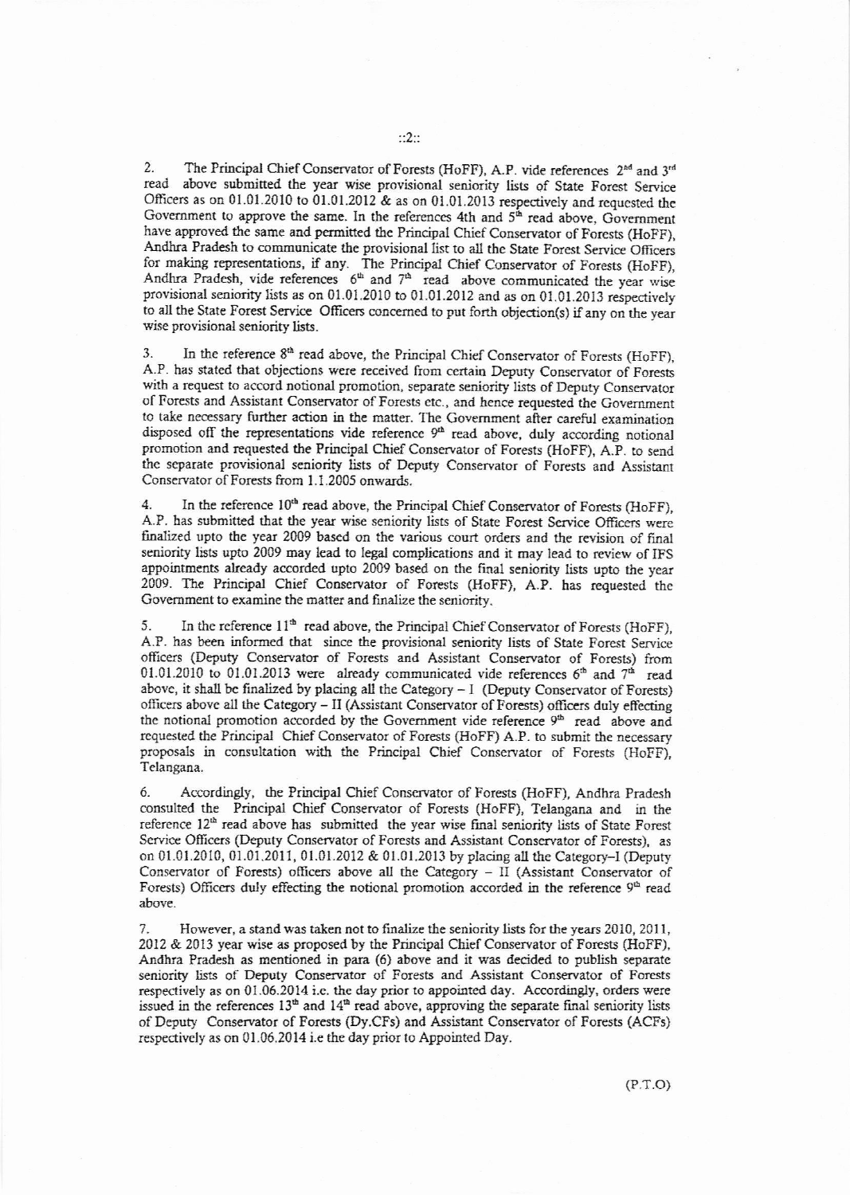2. The Principal Chief Conservator of Forests (HoFF), A.P. vide references 2[nd] and 3[rd] read above submitted the year wise provisional seniority lists of State Forest Service Officers as on 01.01.2010 to 01.01.2012 & as on 01.01.2013 respectively and requested the Government to approve the same. In the references 4th and 5[th] read above, Government have approved the same and permitted the Principal Chief Conservator of Forests (HoFF), Andhra Pradesh to communicate the provisional list to all the State Forest Service Officers for making representations, if any. The Principal Chief Conservator of Forests (HoFF), Andhra Pradesh, vide references 6[th] and 7[th] read above communicated the year wise provisional seniority lists as on 01.01.2010 to 01.01.2012 and as on 01.01.2013 respectively to all the State Forest Service Officers concerned to put forth objection(s) if any on the year wise provisional seniority lists.

3. In the reference 8[th] read above, the Principal Chief Conservator of Forests (HoFF), A.P. has stated that objections were received from certain Deputy Conservator of Forests with a request to accord notional promotion, separate seniority lists of Deputy Conservator of Forests and Assistant Conservator of Forests etc., and hence requested the Government to take necessary further action in the matter. The Government after careful examination disposed off the representations vide reference 9[th] read above, duly according notional promotion and requested the Principal Chief Conservator of Forests (HoFF), A.P. to send the separate provisional seniority lists of Deputy Conservator of Forests and Assistant Conservator of Forests from 1.1.2005 onwards.

4. In the reference 10[th] read above, the Principal Chief Conservator of Forests (HoFF), A.P. has submitted that the year wise seniority lists of State Forest Service Officers were finalized upto the year 2009 based on the various court orders and the revision of final seniority lists upto 2009 may lead to legal complications and it may lead to review of IFS appointments already accorded upto 2009 based on the final seniority lists upto the year 2009. The Principal Chief Conservator of Forests (HoFF), A.P. has requested the Government to examine the matter and finalize the seniority.

5. In the reference 11[th] read above, the Principal Chief Conservator of Forests (HoFF), A.P. has been informed that since the provisional seniority lists of State Forest Service officers (Deputy Conservator of Forests and Assistant Conservator of Forests) from 01.01.2010 to 01.01.2013 were already communicated vide references 6[th] and 7[th] read above, it shall be finalized by placing all the Category – I (Deputy Conservator of Forests) officers above all the Category – II (Assistant Conservator of Forests) officers duly effecting the notional promotion accorded by the Government vide reference 9[th] read above and requested the Principal Chief Conservator of Forests (HoFF) A.P. to submit the necessary proposals in consultation with the Principal Chief Conservator of Forests (HoFF), Telangana.

6. Accordingly, the Principal Chief Conservator of Forests (HoFF), Andhra Pradesh consulted the Principal Chief Conservator of Forests (HoFF), Telangana and in the reference 12[th] read above has submitted the year wise final seniority lists of State Forest Service Officers (Deputy Conservator of Forests and Assistant Conservator of Forests), as on 01.01.2010, 01.01.2011, 01.01.2012 & 01.01.2013 by placing all the Category–I (Deputy Conservator of Forests) officers above all the Category – II (Assistant Conservator of Forests) Officers duly effecting the notional promotion accorded in the reference 9[th] read above.

7. However, a stand was taken not to finalize the seniority lists for the years 2010, 2011, 2012 & 2013 year wise as proposed by the Principal Chief Conservator of Forests (HoFF), Andhra Pradesh as mentioned in para (6) above and it was decided to publish separate seniority lists of Deputy Conservator of Forests and Assistant Conservator of Forests respectively as on 01.06.2014 i.e. the day prior to appointed day. Accordingly, orders were issued in the references 13[th] and 14[th] read above, approving the separate final seniority lists of Deputy Conservator of Forests (Dy.CFs) and Assistant Conservator of Forests (ACFs) respectively as on 01.06.2014 i.e the day prior to Appointed Day.

(P.T.O)